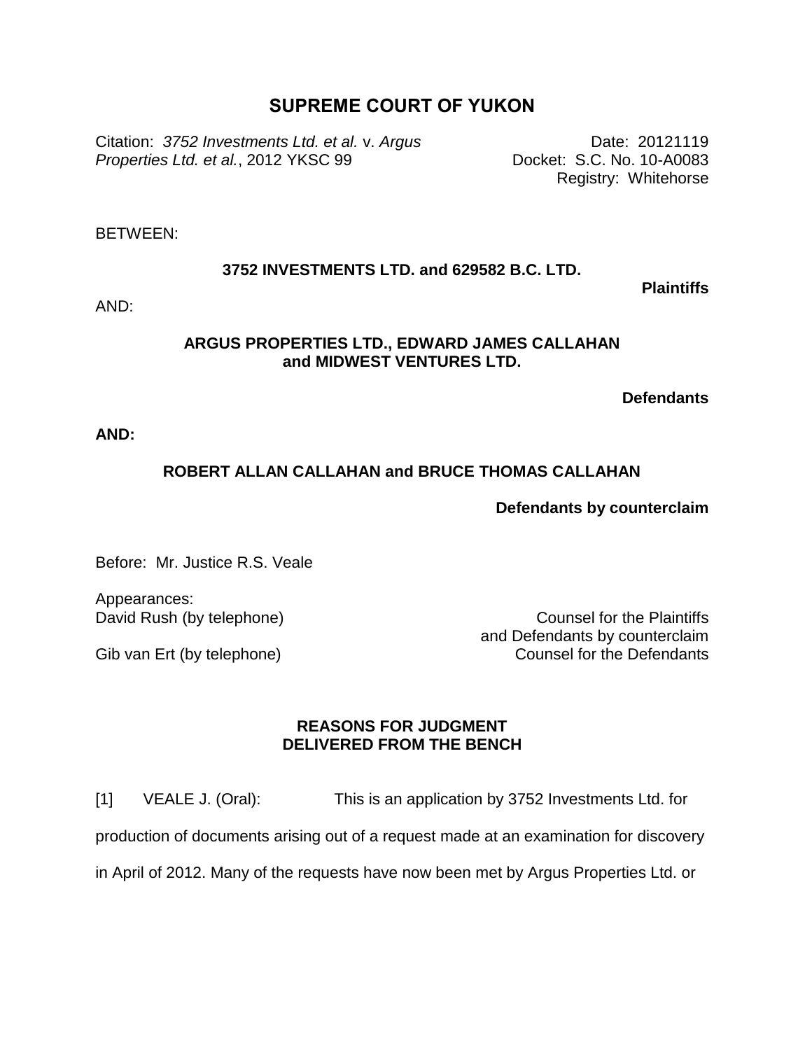# SUPREME COURT OF YUKON

Citation: *3752 Investments Ltd. et al.* v. *Argus Properties Ltd. et al.*, 2012 YKSC 99

Date: 20121119
Docket: S.C. No. 10-A0083
Registry: Whitehorse

BETWEEN:

**3752 INVESTMENTS LTD. and 629582 B.C. LTD.**

**Plaintiffs**

AND:

**ARGUS PROPERTIES LTD., EDWARD JAMES CALLAHAN and MIDWEST VENTURES LTD.**

**Defendants**

**AND:**

**ROBERT ALLAN CALLAHAN and BRUCE THOMAS CALLAHAN**

**Defendants by counterclaim**

Before: Mr. Justice R.S. Veale

Appearances:

David Rush (by telephone) — Counsel for the Plaintiffs and Defendants by counterclaim

Gib van Ert (by telephone) — Counsel for the Defendants

**REASONS FOR JUDGMENT DELIVERED FROM THE BENCH**

[1] VEALE J. (Oral): This is an application by 3752 Investments Ltd. for production of documents arising out of a request made at an examination for discovery in April of 2012. Many of the requests have now been met by Argus Properties Ltd. or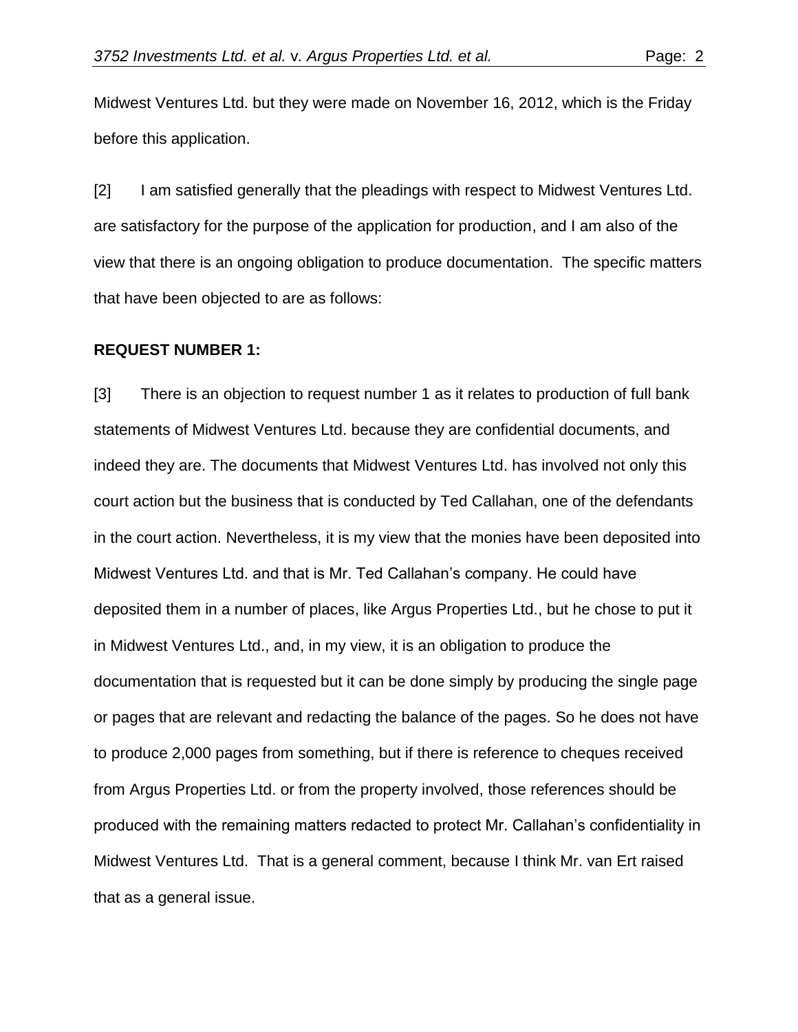Midwest Ventures Ltd. but they were made on November 16, 2012, which is the Friday before this application.

[2] I am satisfied generally that the pleadings with respect to Midwest Ventures Ltd. are satisfactory for the purpose of the application for production, and I am also of the view that there is an ongoing obligation to produce documentation. The specific matters that have been objected to are as follows:

**REQUEST NUMBER 1:**

[3] There is an objection to request number 1 as it relates to production of full bank statements of Midwest Ventures Ltd. because they are confidential documents, and indeed they are. The documents that Midwest Ventures Ltd. has involved not only this court action but the business that is conducted by Ted Callahan, one of the defendants in the court action. Nevertheless, it is my view that the monies have been deposited into Midwest Ventures Ltd. and that is Mr. Ted Callahan's company. He could have deposited them in a number of places, like Argus Properties Ltd., but he chose to put it in Midwest Ventures Ltd., and, in my view, it is an obligation to produce the documentation that is requested but it can be done simply by producing the single page or pages that are relevant and redacting the balance of the pages. So he does not have to produce 2,000 pages from something, but if there is reference to cheques received from Argus Properties Ltd. or from the property involved, those references should be produced with the remaining matters redacted to protect Mr. Callahan's confidentiality in Midwest Ventures Ltd. That is a general comment, because I think Mr. van Ert raised that as a general issue.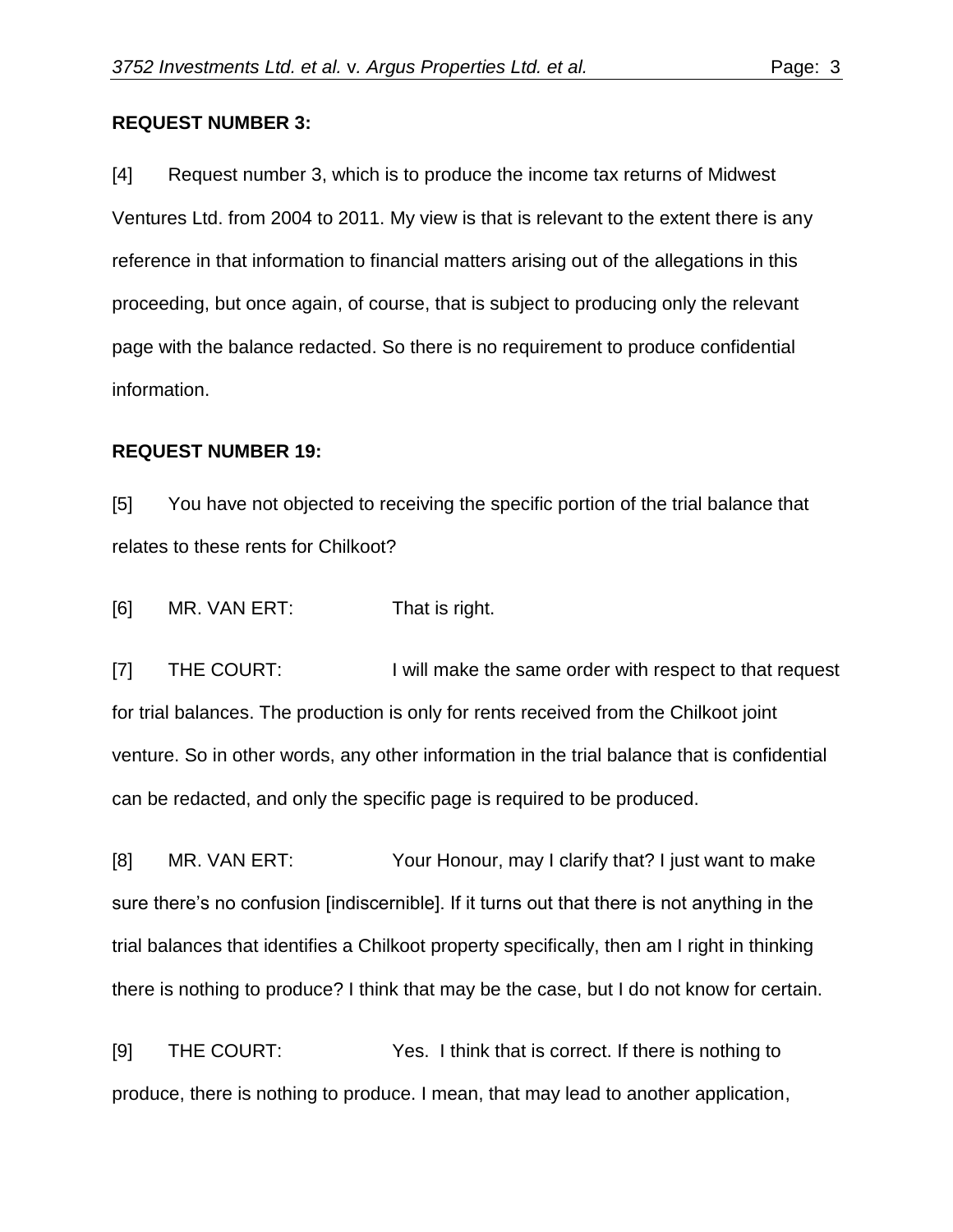**REQUEST NUMBER 3:**

[4] Request number 3, which is to produce the income tax returns of Midwest Ventures Ltd. from 2004 to 2011. My view is that is relevant to the extent there is any reference in that information to financial matters arising out of the allegations in this proceeding, but once again, of course, that is subject to producing only the relevant page with the balance redacted. So there is no requirement to produce confidential information.

**REQUEST NUMBER 19:**

[5] You have not objected to receiving the specific portion of the trial balance that relates to these rents for Chilkoot?

[6] MR. VAN ERT: That is right.

[7] THE COURT: I will make the same order with respect to that request for trial balances. The production is only for rents received from the Chilkoot joint venture. So in other words, any other information in the trial balance that is confidential can be redacted, and only the specific page is required to be produced.

[8] MR. VAN ERT: Your Honour, may I clarify that? I just want to make sure there's no confusion [indiscernible]. If it turns out that there is not anything in the trial balances that identifies a Chilkoot property specifically, then am I right in thinking there is nothing to produce? I think that may be the case, but I do not know for certain.

[9] THE COURT: Yes. I think that is correct. If there is nothing to produce, there is nothing to produce. I mean, that may lead to another application,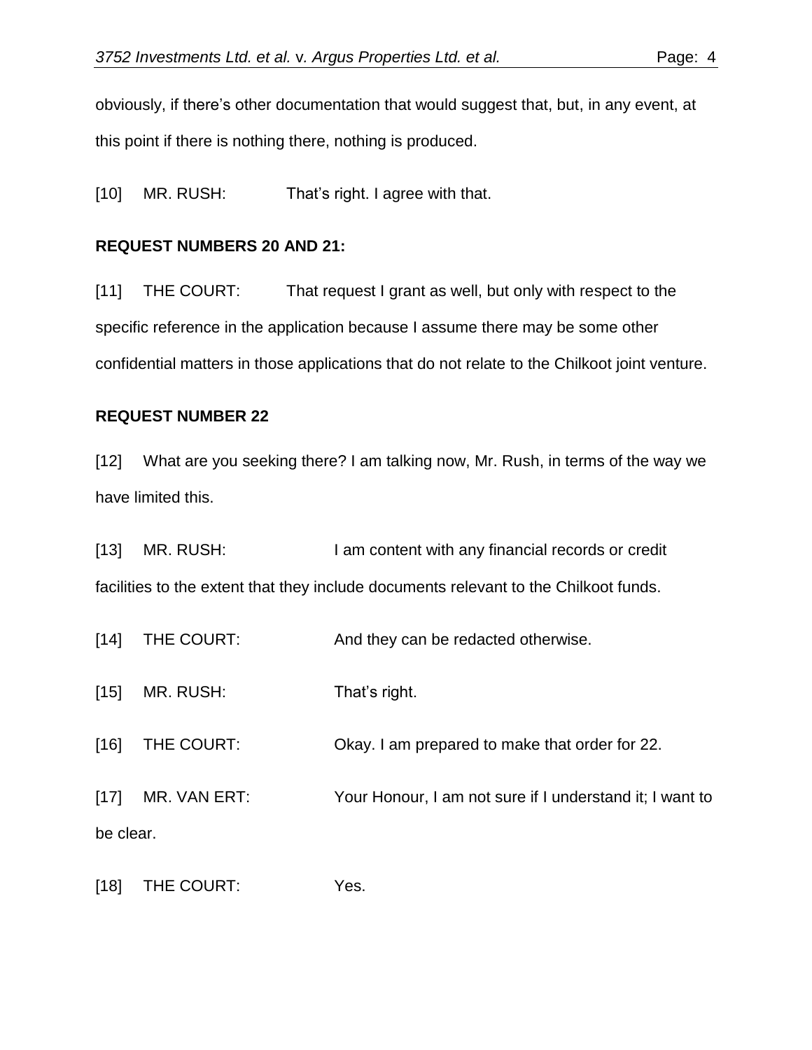obviously, if there's other documentation that would suggest that, but, in any event, at this point if there is nothing there, nothing is produced.

[10] MR. RUSH: That's right. I agree with that.

**REQUEST NUMBERS 20 AND 21:**

[11] THE COURT: That request I grant as well, but only with respect to the specific reference in the application because I assume there may be some other confidential matters in those applications that do not relate to the Chilkoot joint venture.

**REQUEST NUMBER 22**

[12] What are you seeking there? I am talking now, Mr. Rush, in terms of the way we have limited this.

[13] MR. RUSH: I am content with any financial records or credit facilities to the extent that they include documents relevant to the Chilkoot funds.

[14] THE COURT: And they can be redacted otherwise.

[15] MR. RUSH: That's right.

[16] THE COURT: Okay. I am prepared to make that order for 22.

[17] MR. VAN ERT: Your Honour, I am not sure if I understand it; I want to be clear.

[18] THE COURT: Yes.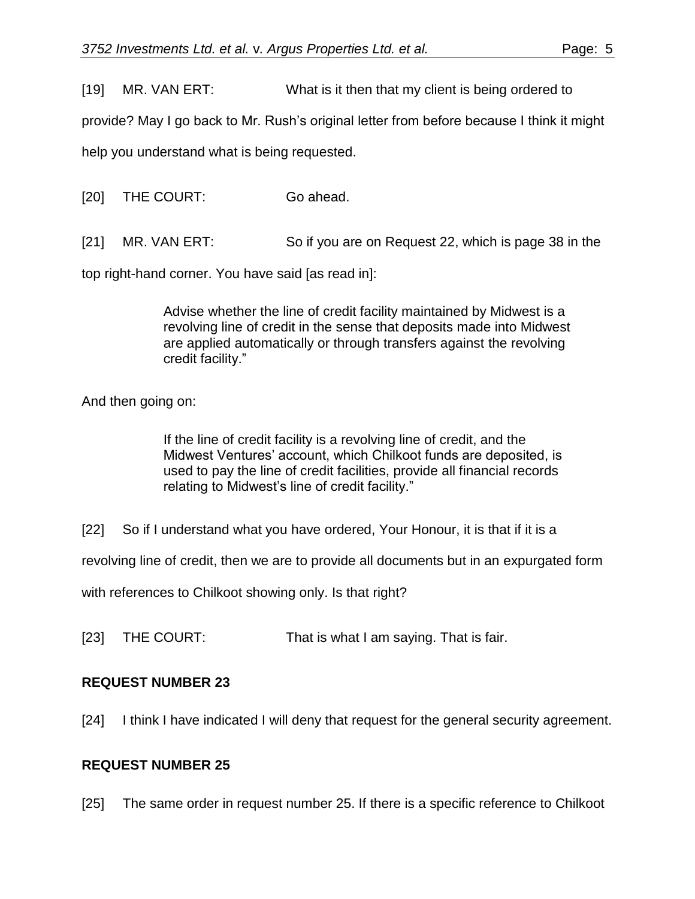[19] MR. VAN ERT: What is it then that my client is being ordered to provide? May I go back to Mr. Rush's original letter from before because I think it might help you understand what is being requested.

[20] THE COURT: Go ahead.

[21] MR. VAN ERT: So if you are on Request 22, which is page 38 in the top right-hand corner. You have said [as read in]:

> Advise whether the line of credit facility maintained by Midwest is a revolving line of credit in the sense that deposits made into Midwest are applied automatically or through transfers against the revolving credit facility."

And then going on:

> If the line of credit facility is a revolving line of credit, and the Midwest Ventures' account, which Chilkoot funds are deposited, is used to pay the line of credit facilities, provide all financial records relating to Midwest's line of credit facility."

[22] So if I understand what you have ordered, Your Honour, it is that if it is a revolving line of credit, then we are to provide all documents but in an expurgated form with references to Chilkoot showing only. Is that right?

[23] THE COURT: That is what I am saying. That is fair.

**REQUEST NUMBER 23**

[24] I think I have indicated I will deny that request for the general security agreement.

**REQUEST NUMBER 25**

[25] The same order in request number 25. If there is a specific reference to Chilkoot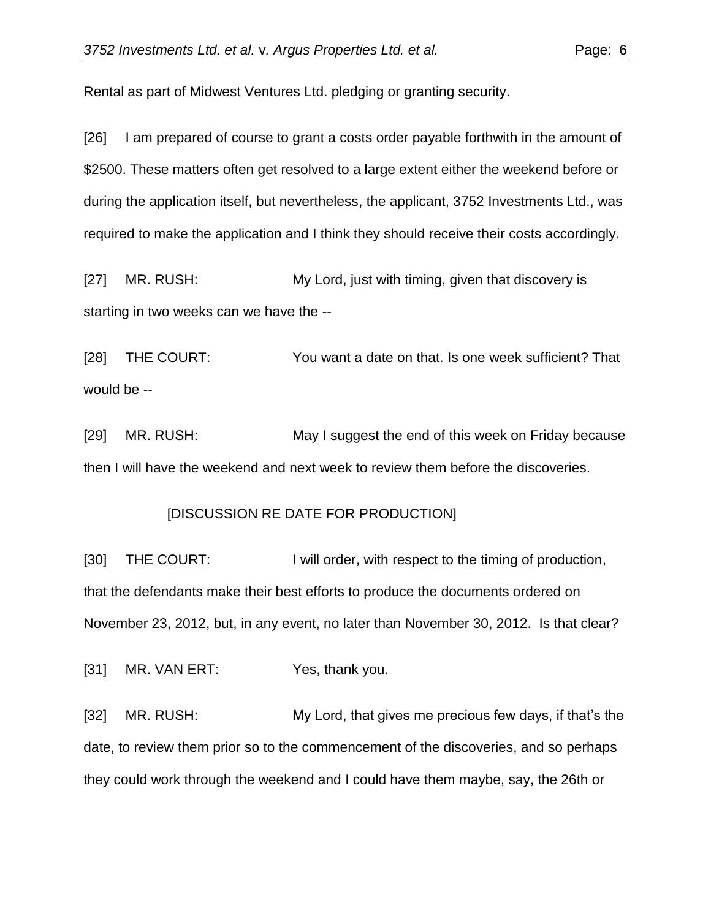Rental as part of Midwest Ventures Ltd. pledging or granting security.

[26] I am prepared of course to grant a costs order payable forthwith in the amount of $2500. These matters often get resolved to a large extent either the weekend before or during the application itself, but nevertheless, the applicant, 3752 Investments Ltd., was required to make the application and I think they should receive their costs accordingly.

[27] MR. RUSH: My Lord, just with timing, given that discovery is starting in two weeks can we have the --

[28] THE COURT: You want a date on that. Is one week sufficient? That would be --

[29] MR. RUSH: May I suggest the end of this week on Friday because then I will have the weekend and next week to review them before the discoveries.

[DISCUSSION RE DATE FOR PRODUCTION]

[30] THE COURT: I will order, with respect to the timing of production, that the defendants make their best efforts to produce the documents ordered on November 23, 2012, but, in any event, no later than November 30, 2012. Is that clear?

[31] MR. VAN ERT: Yes, thank you.

[32] MR. RUSH: My Lord, that gives me precious few days, if that's the date, to review them prior so to the commencement of the discoveries, and so perhaps they could work through the weekend and I could have them maybe, say, the 26th or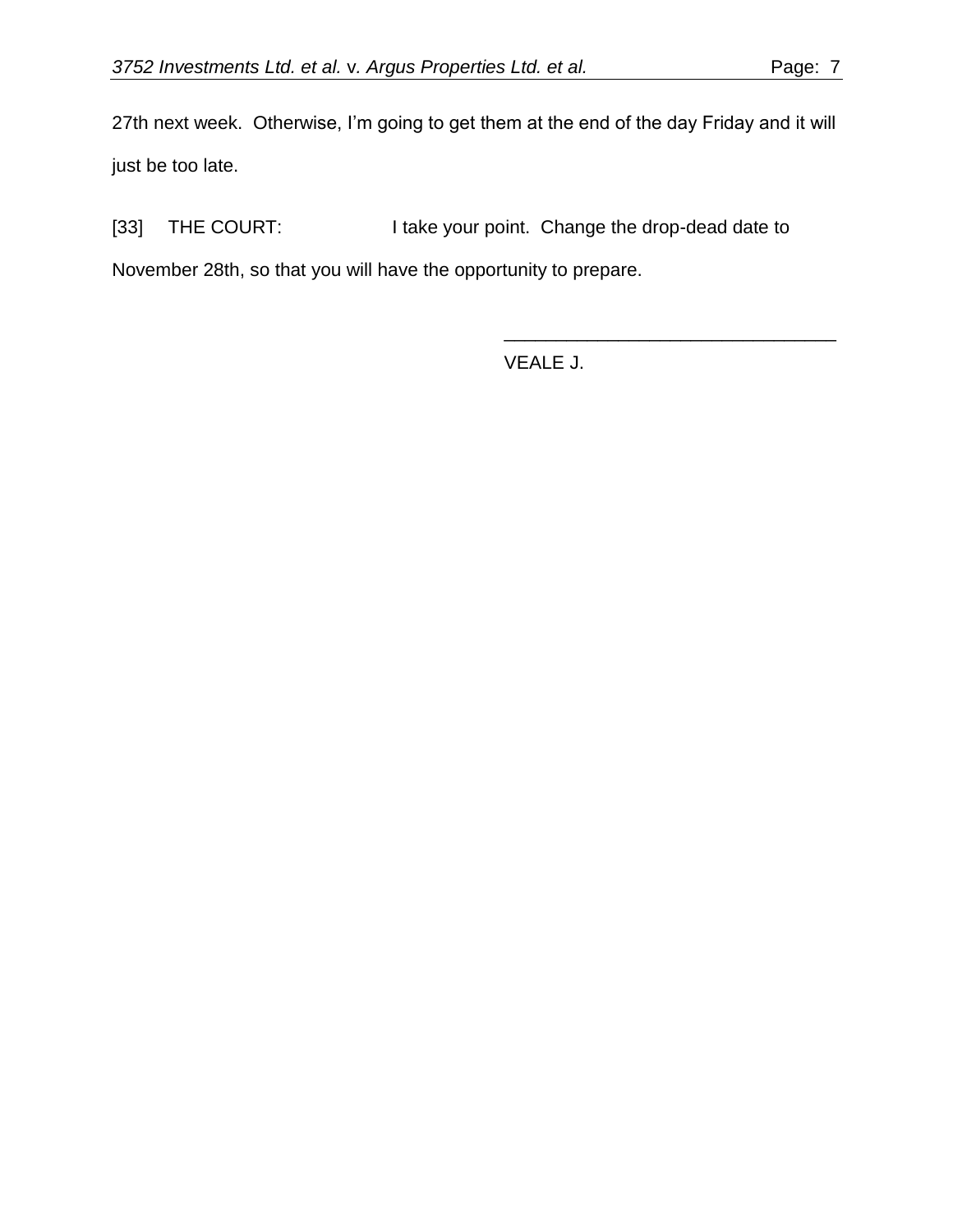27th next week. Otherwise, I'm going to get them at the end of the day Friday and it will just be too late.

[33] THE COURT: I take your point. Change the drop-dead date to November 28th, so that you will have the opportunity to prepare.

\_\_\_\_\_\_\_\_\_\_\_\_\_\_\_\_\_\_\_\_\_\_\_\_\_\_\_\_\_\_\_\_

VEALE J.